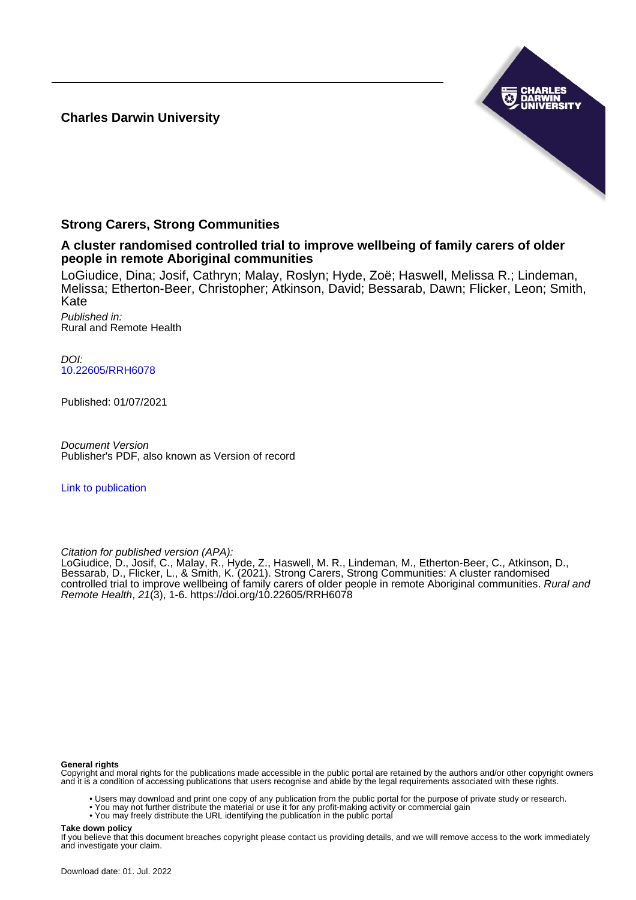**Charles Darwin University**

# Strong Carers, Strong Communities

## A cluster randomised controlled trial to improve wellbeing of family carers of older people in remote Aboriginal communities

LoGiudice, Dina; Josif, Cathryn; Malay, Roslyn; Hyde, Zoë; Haswell, Melissa R.; Lindeman, Melissa; Etherton-Beer, Christopher; Atkinson, David; Bessarab, Dawn; Flicker, Leon; Smith, Kate

*Published in:*
Rural and Remote Health

*DOI:*
10.22605/RRH6078

Published: 01/07/2021

*Document Version*
Publisher's PDF, also known as Version of record

Link to publication

*Citation for published version (APA):*
LoGiudice, D., Josif, C., Malay, R., Hyde, Z., Haswell, M. R., Lindeman, M., Etherton-Beer, C., Atkinson, D., Bessarab, D., Flicker, L., & Smith, K. (2021). Strong Carers, Strong Communities: A cluster randomised controlled trial to improve wellbeing of family carers of older people in remote Aboriginal communities. *Rural and Remote Health*, *21*(3), 1-6. https://doi.org/10.22605/RRH6078

**General rights**
Copyright and moral rights for the publications made accessible in the public portal are retained by the authors and/or other copyright owners and it is a condition of accessing publications that users recognise and abide by the legal requirements associated with these rights.

- Users may download and print one copy of any publication from the public portal for the purpose of private study or research.
- You may not further distribute the material or use it for any profit-making activity or commercial gain
- You may freely distribute the URL identifying the publication in the public portal

**Take down policy**
If you believe that this document breaches copyright please contact us providing details, and we will remove access to the work immediately and investigate your claim.

Download date: 01. Jul. 2022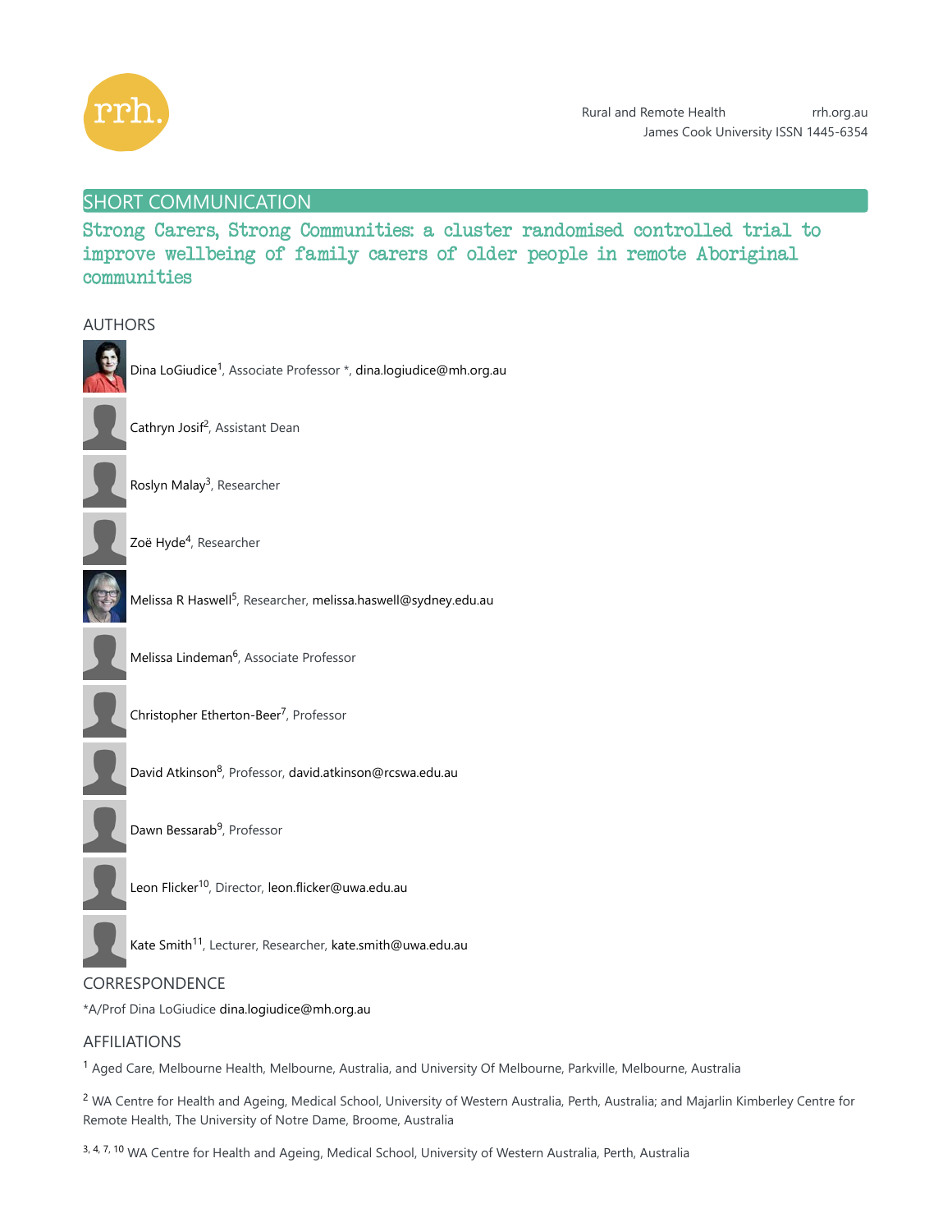SHORT COMMUNICATION

# Strong Carers, Strong Communities: a cluster randomised controlled trial to improve wellbeing of family carers of older people in remote Aboriginal communities

## AUTHORS

Dina LoGiudice[1], Associate Professor *, dina.logiudice@mh.org.au

Cathryn Josif[2], Assistant Dean

Roslyn Malay[3], Researcher

Zoë Hyde[4], Researcher

Melissa R Haswell[5], Researcher, melissa.haswell@sydney.edu.au

Melissa Lindeman[6], Associate Professor

Christopher Etherton-Beer[7], Professor

David Atkinson[8], Professor, david.atkinson@rcswa.edu.au

Dawn Bessarab[9], Professor

Leon Flicker[10], Director, leon.flicker@uwa.edu.au

Kate Smith[11], Lecturer, Researcher, kate.smith@uwa.edu.au

## CORRESPONDENCE

*A/Prof Dina LoGiudice dina.logiudice@mh.org.au

## AFFILIATIONS

[1] Aged Care, Melbourne Health, Melbourne, Australia, and University Of Melbourne, Parkville, Melbourne, Australia

[2] WA Centre for Health and Ageing, Medical School, University of Western Australia, Perth, Australia; and Majarlin Kimberley Centre for Remote Health, The University of Notre Dame, Broome, Australia

[3, 4, 7, 10] WA Centre for Health and Ageing, Medical School, University of Western Australia, Perth, Australia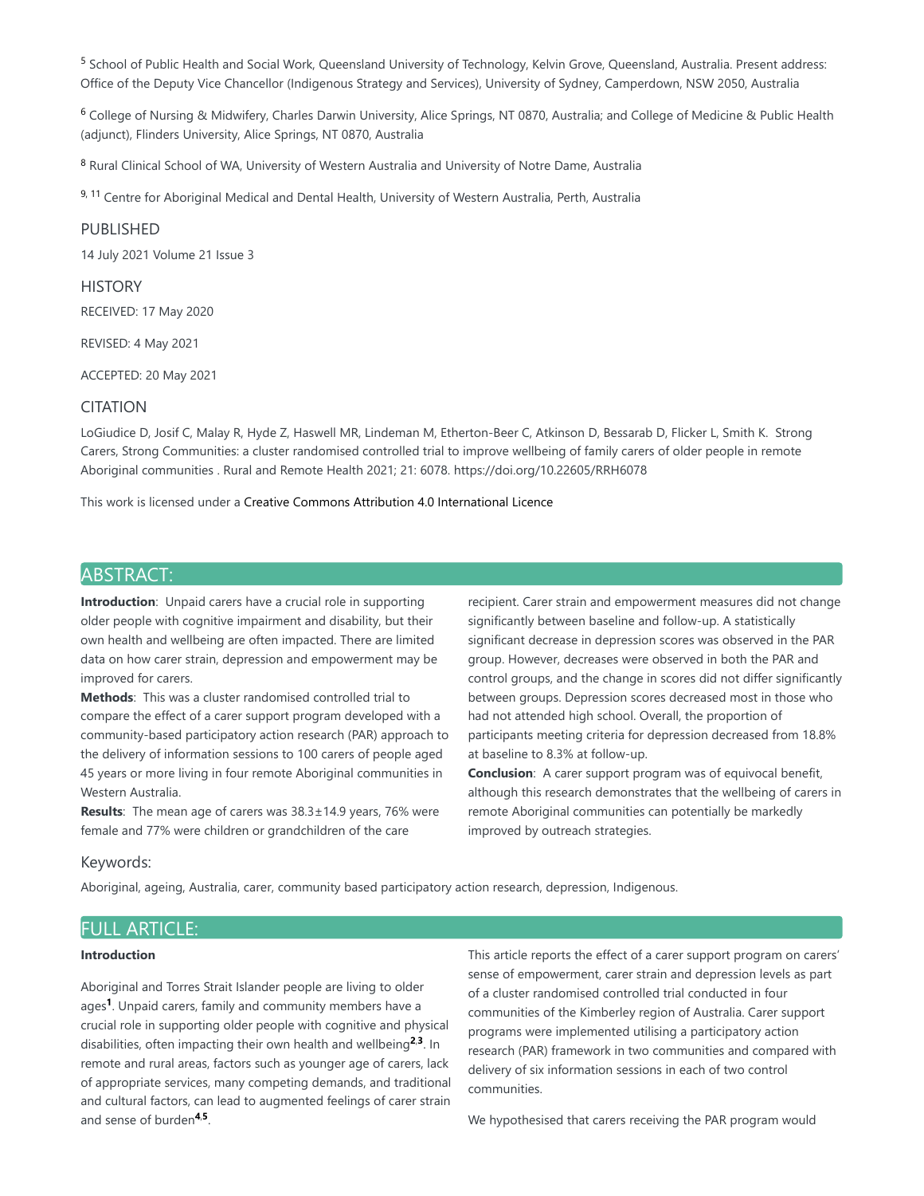[5] School of Public Health and Social Work, Queensland University of Technology, Kelvin Grove, Queensland, Australia. Present address: Office of the Deputy Vice Chancellor (Indigenous Strategy and Services), University of Sydney, Camperdown, NSW 2050, Australia

[6] College of Nursing & Midwifery, Charles Darwin University, Alice Springs, NT 0870, Australia; and College of Medicine & Public Health (adjunct), Flinders University, Alice Springs, NT 0870, Australia

[8] Rural Clinical School of WA, University of Western Australia and University of Notre Dame, Australia

[9, 11] Centre for Aboriginal Medical and Dental Health, University of Western Australia, Perth, Australia

## PUBLISHED

14 July 2021 Volume 21 Issue 3

## HISTORY

RECEIVED: 17 May 2020

REVISED: 4 May 2021

ACCEPTED: 20 May 2021

## CITATION

LoGiudice D, Josif C, Malay R, Hyde Z, Haswell MR, Lindeman M, Etherton-Beer C, Atkinson D, Bessarab D, Flicker L, Smith K. Strong Carers, Strong Communities: a cluster randomised controlled trial to improve wellbeing of family carers of older people in remote Aboriginal communities . Rural and Remote Health 2021; 21: 6078. https://doi.org/10.22605/RRH6078

This work is licensed under a Creative Commons Attribution 4.0 International Licence

## ABSTRACT:

**Introduction**: Unpaid carers have a crucial role in supporting older people with cognitive impairment and disability, but their own health and wellbeing are often impacted. There are limited data on how carer strain, depression and empowerment may be improved for carers.

**Methods**: This was a cluster randomised controlled trial to compare the effect of a carer support program developed with a community-based participatory action research (PAR) approach to the delivery of information sessions to 100 carers of people aged 45 years or more living in four remote Aboriginal communities in Western Australia.

**Results**: The mean age of carers was 38.3±14.9 years, 76% were female and 77% were children or grandchildren of the care recipient. Carer strain and empowerment measures did not change significantly between baseline and follow-up. A statistically significant decrease in depression scores was observed in the PAR group. However, decreases were observed in both the PAR and control groups, and the change in scores did not differ significantly between groups. Depression scores decreased most in those who had not attended high school. Overall, the proportion of participants meeting criteria for depression decreased from 18.8% at baseline to 8.3% at follow-up.

**Conclusion**: A carer support program was of equivocal benefit, although this research demonstrates that the wellbeing of carers in remote Aboriginal communities can potentially be markedly improved by outreach strategies.

## Keywords:

Aboriginal, ageing, Australia, carer, community based participatory action research, depression, Indigenous.

## FULL ARTICLE:

### Introduction

Aboriginal and Torres Strait Islander people are living to older ages[1]. Unpaid carers, family and community members have a crucial role in supporting older people with cognitive and physical disabilities, often impacting their own health and wellbeing[2,3]. In remote and rural areas, factors such as younger age of carers, lack of appropriate services, many competing demands, and traditional and cultural factors, can lead to augmented feelings of carer strain and sense of burden[4,5].

This article reports the effect of a carer support program on carers' sense of empowerment, carer strain and depression levels as part of a cluster randomised controlled trial conducted in four communities of the Kimberley region of Australia. Carer support programs were implemented utilising a participatory action research (PAR) framework in two communities and compared with delivery of six information sessions in each of two control communities.

We hypothesised that carers receiving the PAR program would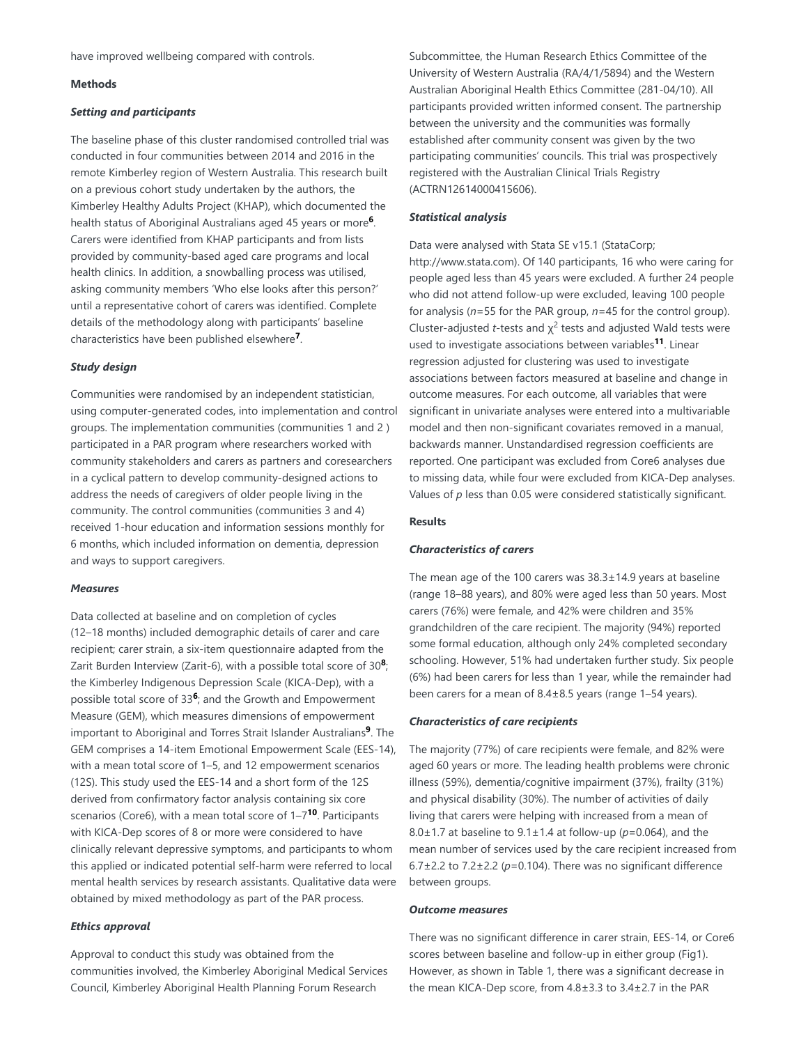have improved wellbeing compared with controls.

## Methods

### *Setting and participants*

The baseline phase of this cluster randomised controlled trial was conducted in four communities between 2014 and 2016 in the remote Kimberley region of Western Australia. This research built on a previous cohort study undertaken by the authors, the Kimberley Healthy Adults Project (KHAP), which documented the health status of Aboriginal Australians aged 45 years or more[6]. Carers were identified from KHAP participants and from lists provided by community-based aged care programs and local health clinics. In addition, a snowballing process was utilised, asking community members 'Who else looks after this person?' until a representative cohort of carers was identified. Complete details of the methodology along with participants' baseline characteristics have been published elsewhere[7].

### *Study design*

Communities were randomised by an independent statistician, using computer-generated codes, into implementation and control groups. The implementation communities (communities 1 and 2 ) participated in a PAR program where researchers worked with community stakeholders and carers as partners and coresearchers in a cyclical pattern to develop community-designed actions to address the needs of caregivers of older people living in the community. The control communities (communities 3 and 4) received 1-hour education and information sessions monthly for 6 months, which included information on dementia, depression and ways to support caregivers.

### *Measures*

Data collected at baseline and on completion of cycles (12–18 months) included demographic details of carer and care recipient; carer strain, a six-item questionnaire adapted from the Zarit Burden Interview (Zarit-6), with a possible total score of 30[8]; the Kimberley Indigenous Depression Scale (KICA-Dep), with a possible total score of 33[6]; and the Growth and Empowerment Measure (GEM), which measures dimensions of empowerment important to Aboriginal and Torres Strait Islander Australians[9]. The GEM comprises a 14-item Emotional Empowerment Scale (EES-14), with a mean total score of 1–5, and 12 empowerment scenarios (12S). This study used the EES-14 and a short form of the 12S derived from confirmatory factor analysis containing six core scenarios (Core6), with a mean total score of 1–7[10]. Participants with KICA-Dep scores of 8 or more were considered to have clinically relevant depressive symptoms, and participants to whom this applied or indicated potential self-harm were referred to local mental health services by research assistants. Qualitative data were obtained by mixed methodology as part of the PAR process.

### *Ethics approval*

Approval to conduct this study was obtained from the communities involved, the Kimberley Aboriginal Medical Services Council, Kimberley Aboriginal Health Planning Forum Research Subcommittee, the Human Research Ethics Committee of the University of Western Australia (RA/4/1/5894) and the Western Australian Aboriginal Health Ethics Committee (281-04/10). All participants provided written informed consent. The partnership between the university and the communities was formally established after community consent was given by the two participating communities' councils. This trial was prospectively registered with the Australian Clinical Trials Registry (ACTRN12614000415606).

### *Statistical analysis*

Data were analysed with Stata SE v15.1 (StataCorp; http://www.stata.com). Of 140 participants, 16 who were caring for people aged less than 45 years were excluded. A further 24 people who did not attend follow-up were excluded, leaving 100 people for analysis (*n*=55 for the PAR group, *n*=45 for the control group). Cluster-adjusted *t*-tests and $\chi^2$ tests and adjusted Wald tests were used to investigate associations between variables[11]. Linear regression adjusted for clustering was used to investigate associations between factors measured at baseline and change in outcome measures. For each outcome, all variables that were significant in univariate analyses were entered into a multivariable model and then non-significant covariates removed in a manual, backwards manner. Unstandardised regression coefficients are reported. One participant was excluded from Core6 analyses due to missing data, while four were excluded from KICA-Dep analyses. Values of *p* less than 0.05 were considered statistically significant.

## Results

### *Characteristics of carers*

The mean age of the 100 carers was 38.3±14.9 years at baseline (range 18–88 years), and 80% were aged less than 50 years. Most carers (76%) were female, and 42% were children and 35% grandchildren of the care recipient. The majority (94%) reported some formal education, although only 24% completed secondary schooling. However, 51% had undertaken further study. Six people (6%) had been carers for less than 1 year, while the remainder had been carers for a mean of 8.4±8.5 years (range 1–54 years).

### *Characteristics of care recipients*

The majority (77%) of care recipients were female, and 82% were aged 60 years or more. The leading health problems were chronic illness (59%), dementia/cognitive impairment (37%), frailty (31%) and physical disability (30%). The number of activities of daily living that carers were helping with increased from a mean of 8.0±1.7 at baseline to 9.1±1.4 at follow-up (*p*=0.064), and the mean number of services used by the care recipient increased from 6.7±2.2 to 7.2±2.2 (*p*=0.104). There was no significant difference between groups.

### *Outcome measures*

There was no significant difference in carer strain, EES-14, or Core6 scores between baseline and follow-up in either group (Fig1). However, as shown in Table 1, there was a significant decrease in the mean KICA-Dep score, from 4.8±3.3 to 3.4±2.7 in the PAR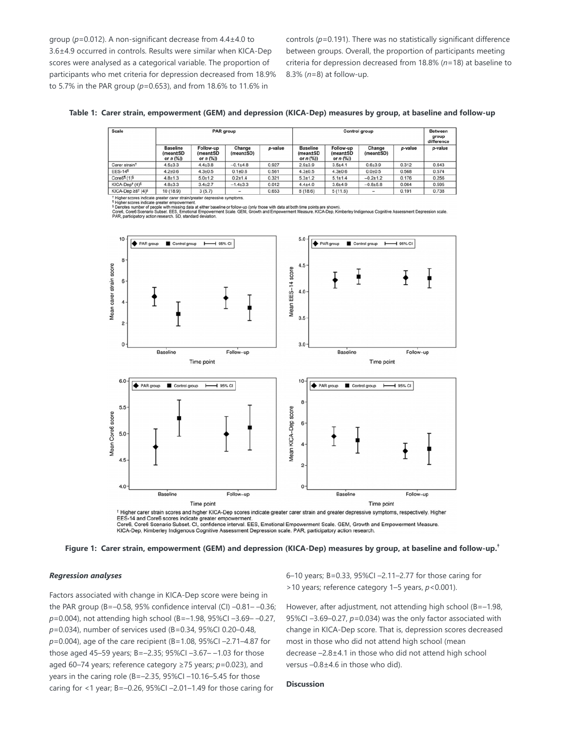group ($p$=0.012). A non-significant decrease from 4.4±4.0 to 3.6±4.9 occurred in controls. Results were similar when KICA-Dep scores were analysed as a categorical variable. The proportion of participants who met criteria for depression decreased from 18.9% to 5.7% in the PAR group ($p$=0.653), and from 18.6% to 11.6% in controls ($p$=0.191). There was no statistically significant difference between groups. Overall, the proportion of participants meeting criteria for depression decreased from 18.8% ($n$=18) at baseline to 8.3% ($n$=8) at follow-up.

**Table 1: Carer strain, empowerment (GEM) and depression (KICA-Dep) measures by group, at baseline and follow-up**

| Scale | PAR group | | | | Control group | | | | Between group difference |
|---|---|---|---|---|---|---|---|---|---|
| | Baseline (mean±SD or n (%)) | Follow-up (mean±SD or n (%)) | Change (mean±SD) | p-value | Baseline (mean±SD or n (%)) | Follow-up (mean±SD or n (%)) | Change (mean±SD) | p-value | p-value |
| Carer strain† | 4.5±3.3 | 4.4±3.8 | −0.1±4.8 | 0.927 | 2.9±3.9 | 3.5±4.1 | 0.6±3.9 | 0.312 | 0.843 |
| EES-14¶ | 4.2±0.6 | 4.3±0.5 | 0.1±0.6 | 0.561 | 4.3±0.5 | 4.3±0.6 | 0.0±0.5 | 0.568 | 0.574 |
| Core6¶ (1)§ | 4.8±1.3 | 5.0±1.2 | 0.2±1.4 | 0.321 | 5.3±1.2 | 5.1±1.4 | −0.2±1.2 | 0.176 | 0.256 |
| KICA-Dep† (4)§ | 4.8±3.3 | 3.4±2.7 | −1.4±3.3 | 0.012 | 4.4±4.0 | 3.6±4.9 | −0.8±5.8 | 0.064 | 0.595 |
| KICA-Dep ≥8† (4)§ | 10 (18.9) | 3 (5.7) | – | 0.653 | 8 (18.6) | 5 (11.6) | – | 0.191 | 0.738 |

† Higher scores indicate greater carer strain/greater depressive symptoms.
¶ Higher scores indicate greater empowerment.
§ Denotes number of people with missing data at either baseline or follow-up (only those with data at both time points are shown).
Core6, Core6 Scenario Subset. EES, Emotional Empowerment Scale. GEM, Growth and Empowerment Measure. KICA-Dep, Kimberley Indigenous Cognitive Assessment Depression scale. PAR, participatory action research. SD, standard deviation.

† Higher carer strain scores and higher KICA-Dep scores indicate greater carer strain and greater depressive symptoms, respectively. Higher EES-14 and Core6 scores indicate greater empowerment.
Core6, Core6 Scenario Subset. CI, confidence interval. EES, Emotional Empowerment Scale. GEM, Growth and Empowerment Measure. KICA-Dep, Kimberley Indigenous Cognitive Assessment Depression scale. PAR, participatory action research.

**Figure 1: Carer strain, empowerment (GEM) and depression (KICA-Dep) measures by group, at baseline and follow-up.†**

### *Regression analyses*

Factors associated with change in KICA-Dep score were being in the PAR group (B=–0.58, 95% confidence interval (CI) –0.81– –0.36; $p$=0.004), not attending high school (B=–1.98, 95%CI –3.69– –0.27, $p$=0.034), number of services used (B=0.34, 95%CI 0.20–0.48, $p$=0.004), age of the care recipient (B=1.08, 95%CI –2.71–4.87 for those aged 45–59 years; B=–2.35; 95%CI –3.67– –1.03 for those aged 60–74 years; reference category ≥75 years; $p$=0.023), and years in the caring role (B=–2.35, 95%CI –10.16–5.45 for those caring for <1 year; B=–0.26, 95%CI –2.01–1.49 for those caring for 6–10 years; B=0.33, 95%CI –2.11–2.77 for those caring for >10 years; reference category 1–5 years, $p$<0.001).

However, after adjustment, not attending high school (B=–1.98, 95%CI –3.69–0.27, $p$=0.034) was the only factor associated with change in KICA-Dep score. That is, depression scores decreased most in those who did not attend high school (mean decrease –2.8±4.1 in those who did not attend high school versus –0.8±4.6 in those who did).

### Discussion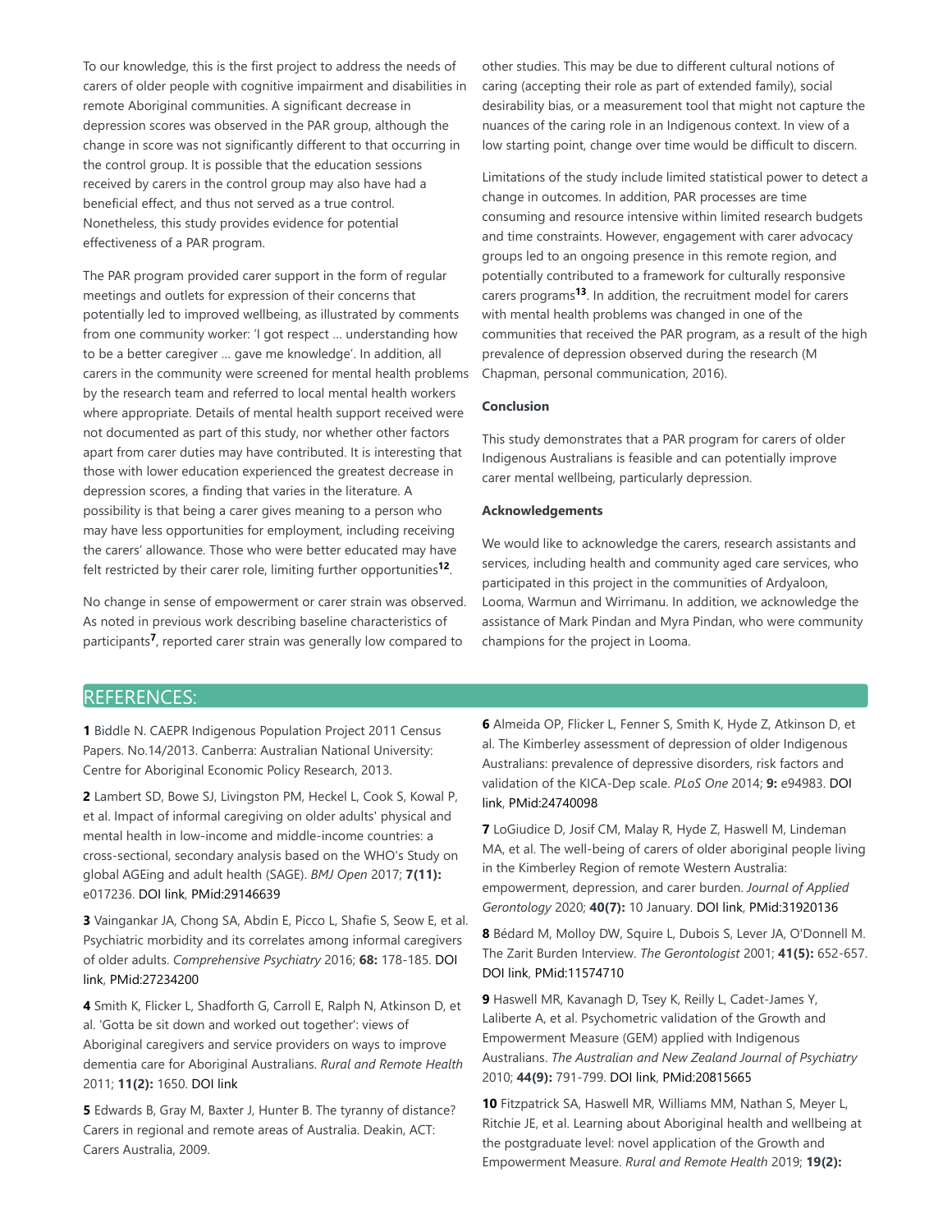To our knowledge, this is the first project to address the needs of carers of older people with cognitive impairment and disabilities in remote Aboriginal communities. A significant decrease in depression scores was observed in the PAR group, although the change in score was not significantly different to that occurring in the control group. It is possible that the education sessions received by carers in the control group may also have had a beneficial effect, and thus not served as a true control. Nonetheless, this study provides evidence for potential effectiveness of a PAR program.

The PAR program provided carer support in the form of regular meetings and outlets for expression of their concerns that potentially led to improved wellbeing, as illustrated by comments from one community worker: 'I got respect … understanding how to be a better caregiver … gave me knowledge'. In addition, all carers in the community were screened for mental health problems by the research team and referred to local mental health workers where appropriate. Details of mental health support received were not documented as part of this study, nor whether other factors apart from carer duties may have contributed. It is interesting that those with lower education experienced the greatest decrease in depression scores, a finding that varies in the literature. A possibility is that being a carer gives meaning to a person who may have less opportunities for employment, including receiving the carers' allowance. Those who were better educated may have felt restricted by their carer role, limiting further opportunities[12].

No change in sense of empowerment or carer strain was observed. As noted in previous work describing baseline characteristics of participants[7], reported carer strain was generally low compared to other studies. This may be due to different cultural notions of caring (accepting their role as part of extended family), social desirability bias, or a measurement tool that might not capture the nuances of the caring role in an Indigenous context. In view of a low starting point, change over time would be difficult to discern.

Limitations of the study include limited statistical power to detect a change in outcomes. In addition, PAR processes are time consuming and resource intensive within limited research budgets and time constraints. However, engagement with carer advocacy groups led to an ongoing presence in this remote region, and potentially contributed to a framework for culturally responsive carers programs[13]. In addition, the recruitment model for carers with mental health problems was changed in one of the communities that received the PAR program, as a result of the high prevalence of depression observed during the research (M Chapman, personal communication, 2016).

### Conclusion

This study demonstrates that a PAR program for carers of older Indigenous Australians is feasible and can potentially improve carer mental wellbeing, particularly depression.

### Acknowledgements

We would like to acknowledge the carers, research assistants and services, including health and community aged care services, who participated in this project in the communities of Ardyaloon, Looma, Warmun and Wirrimanu. In addition, we acknowledge the assistance of Mark Pindan and Myra Pindan, who were community champions for the project in Looma.

## REFERENCES:

**1** Biddle N. CAEPR Indigenous Population Project 2011 Census Papers. No.14/2013. Canberra: Australian National University: Centre for Aboriginal Economic Policy Research, 2013.

**2** Lambert SD, Bowe SJ, Livingston PM, Heckel L, Cook S, Kowal P, et al. Impact of informal caregiving on older adults' physical and mental health in low-income and middle-income countries: a cross-sectional, secondary analysis based on the WHO's Study on global AGEing and adult health (SAGE). *BMJ Open* 2017; **7(11):** e017236. DOI link, PMid:29146639

**3** Vaingankar JA, Chong SA, Abdin E, Picco L, Shafie S, Seow E, et al. Psychiatric morbidity and its correlates among informal caregivers of older adults. *Comprehensive Psychiatry* 2016; **68:** 178-185. DOI link, PMid:27234200

**4** Smith K, Flicker L, Shadforth G, Carroll E, Ralph N, Atkinson D, et al. 'Gotta be sit down and worked out together': views of Aboriginal caregivers and service providers on ways to improve dementia care for Aboriginal Australians. *Rural and Remote Health* 2011; **11(2):** 1650. DOI link

**5** Edwards B, Gray M, Baxter J, Hunter B. The tyranny of distance? Carers in regional and remote areas of Australia. Deakin, ACT: Carers Australia, 2009.

**6** Almeida OP, Flicker L, Fenner S, Smith K, Hyde Z, Atkinson D, et al. The Kimberley assessment of depression of older Indigenous Australians: prevalence of depressive disorders, risk factors and validation of the KICA-Dep scale. *PLoS One* 2014; **9:** e94983. DOI link, PMid:24740098

**7** LoGiudice D, Josif CM, Malay R, Hyde Z, Haswell M, Lindeman MA, et al. The well-being of carers of older aboriginal people living in the Kimberley Region of remote Western Australia: empowerment, depression, and carer burden. *Journal of Applied Gerontology* 2020; **40(7):** 10 January. DOI link, PMid:31920136

**8** Bédard M, Molloy DW, Squire L, Dubois S, Lever JA, O'Donnell M. The Zarit Burden Interview. *The Gerontologist* 2001; **41(5):** 652-657. DOI link, PMid:11574710

**9** Haswell MR, Kavanagh D, Tsey K, Reilly L, Cadet-James Y, Laliberte A, et al. Psychometric validation of the Growth and Empowerment Measure (GEM) applied with Indigenous Australians. *The Australian and New Zealand Journal of Psychiatry* 2010; **44(9):** 791-799. DOI link, PMid:20815665

**10** Fitzpatrick SA, Haswell MR, Williams MM, Nathan S, Meyer L, Ritchie JE, et al. Learning about Aboriginal health and wellbeing at the postgraduate level: novel application of the Growth and Empowerment Measure. *Rural and Remote Health* 2019; **19(2):**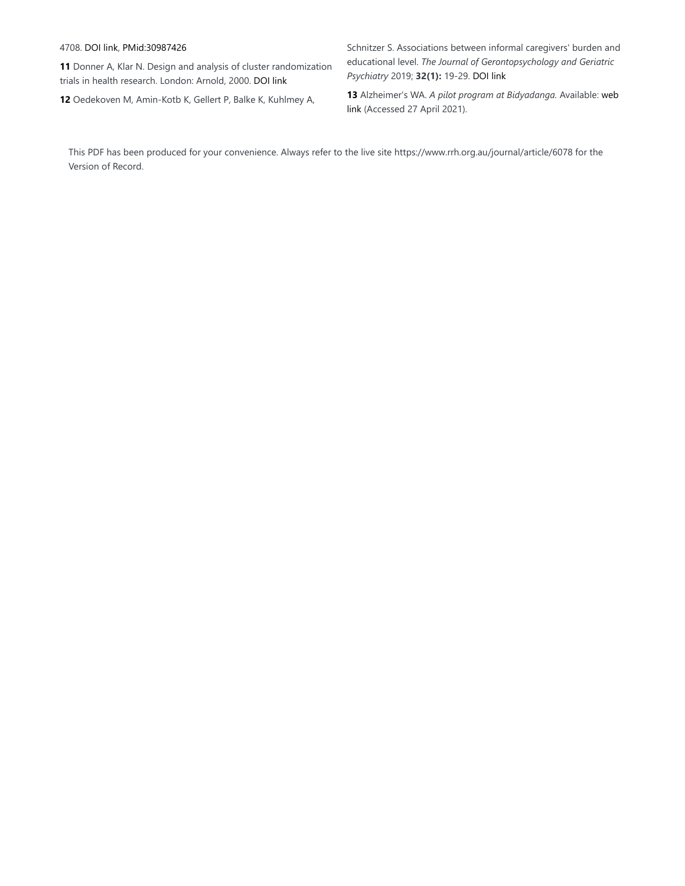4708. DOI link, PMid:30987426

**11** Donner A, Klar N. Design and analysis of cluster randomization trials in health research. London: Arnold, 2000. DOI link

**12** Oedekoven M, Amin-Kotb K, Gellert P, Balke K, Kuhlmey A, Schnitzer S. Associations between informal caregivers' burden and educational level. *The Journal of Gerontopsychology and Geriatric Psychiatry* 2019; **32(1):** 19-29. DOI link

**13** Alzheimer's WA. *A pilot program at Bidyadanga.* Available: web link (Accessed 27 April 2021).

This PDF has been produced for your convenience. Always refer to the live site https://www.rrh.org.au/journal/article/6078 for the Version of Record.